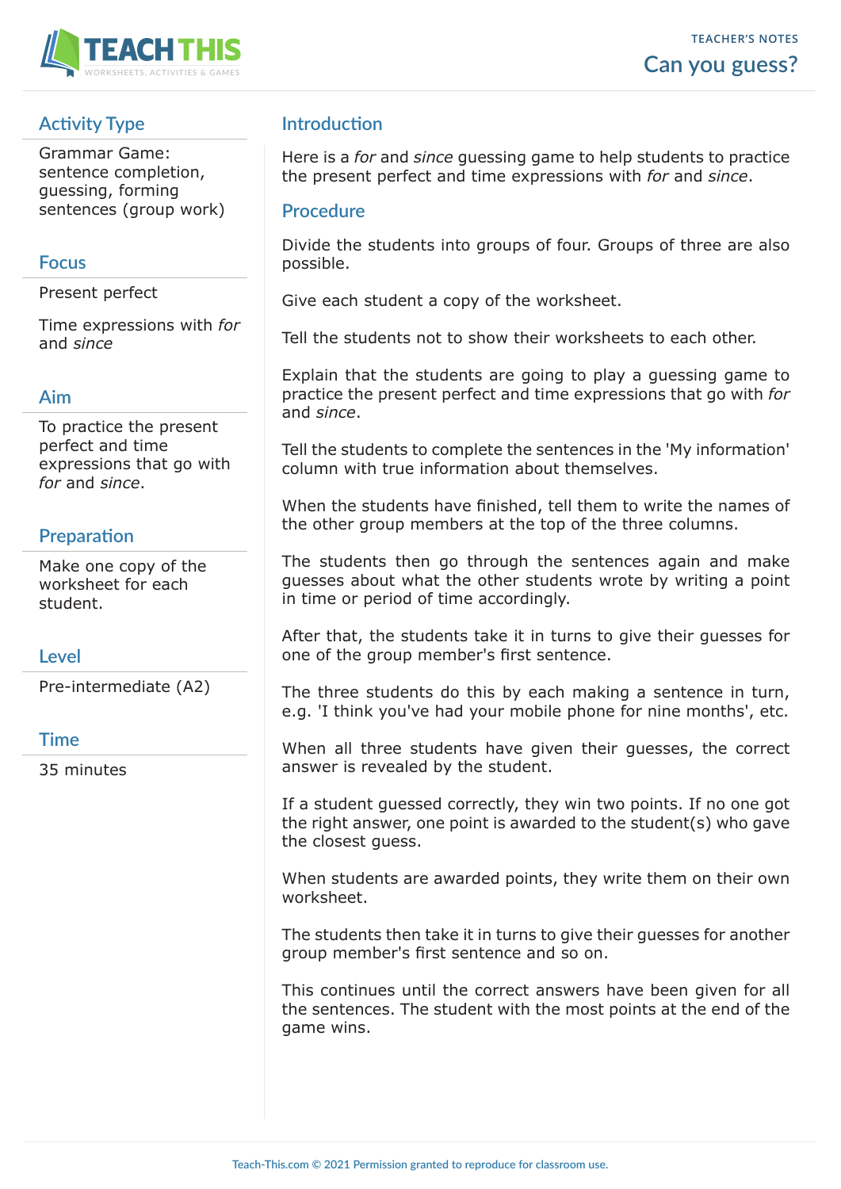# Can you guess?

TEACHER'S NOTES

## Activity Type

Grammar Game: sentence completion, guessing, forming sentences (group work)

## Focus

Present perfect

Time expressions with *for* and *since*

## Aim

To practice the present perfect and time expressions that go with *for* and *since*.

## Preparation

Make one copy of the worksheet for each student.

## Level

Pre-intermediate (A2)

## Time

35 minutes

## Introduction

Here is a *for* and *since* guessing game to help students to practice the present perfect and time expressions with *for* and *since*.

## Procedure

Divide the students into groups of four. Groups of three are also possible.

Give each student a copy of the worksheet.

Tell the students not to show their worksheets to each other.

Explain that the students are going to play a guessing game to practice the present perfect and time expressions that go with *for* and *since*.

Tell the students to complete the sentences in the 'My information' column with true information about themselves.

When the students have finished, tell them to write the names of the other group members at the top of the three columns.

The students then go through the sentences again and make guesses about what the other students wrote by writing a point in time or period of time accordingly.

After that, the students take it in turns to give their guesses for one of the group member's first sentence.

The three students do this by each making a sentence in turn, e.g. 'I think you've had your mobile phone for nine months', etc.

When all three students have given their guesses, the correct answer is revealed by the student.

If a student guessed correctly, they win two points. If no one got the right answer, one point is awarded to the student(s) who gave the closest guess.

When students are awarded points, they write them on their own worksheet.

The students then take it in turns to give their guesses for another group member's first sentence and so on.

This continues until the correct answers have been given for all the sentences. The student with the most points at the end of the game wins.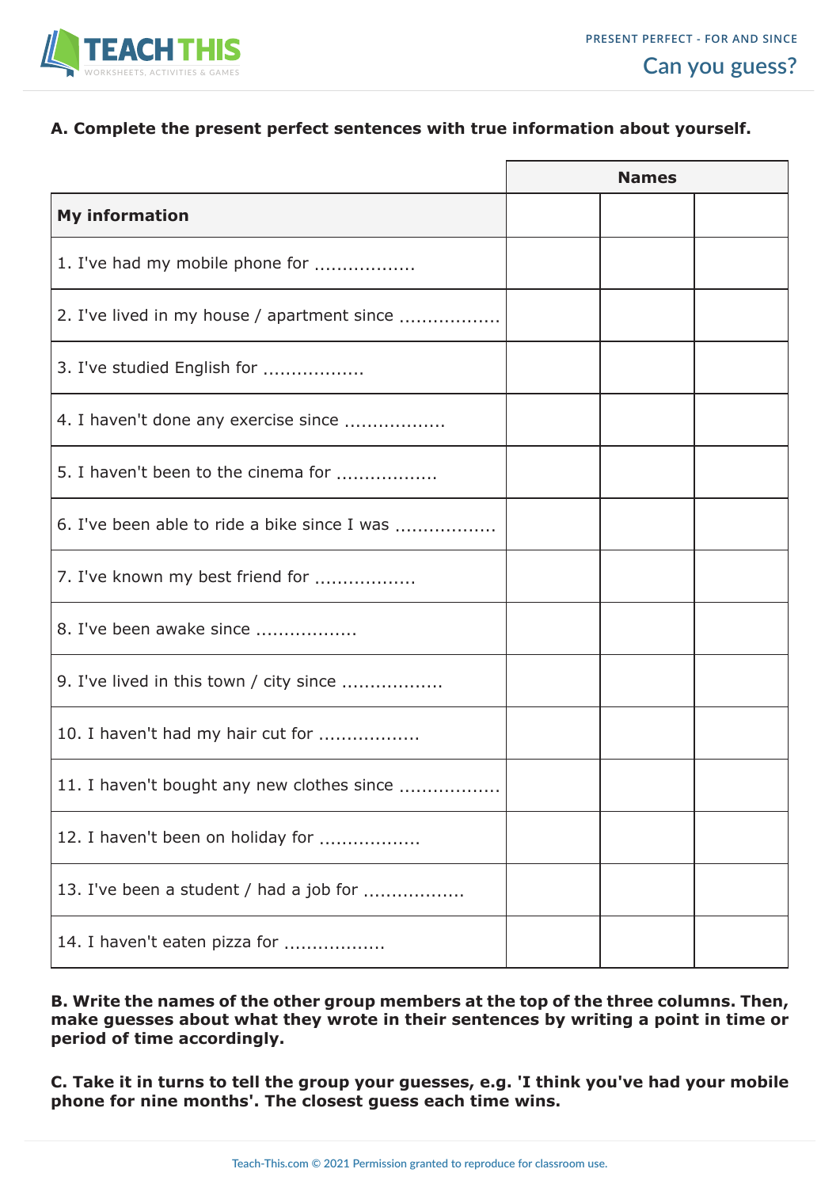A. Complete the present perfect sentences with true information about yourself.

| | Names | | |
|---|---|---|---|
| **My information** | | | |
| 1. I've had my mobile phone for .................. | | | |
| 2. I've lived in my house / apartment since .................. | | | |
| 3. I've studied English for .................. | | | |
| 4. I haven't done any exercise since .................. | | | |
| 5. I haven't been to the cinema for .................. | | | |
| 6. I've been able to ride a bike since I was .................. | | | |
| 7. I've known my best friend for .................. | | | |
| 8. I've been awake since .................. | | | |
| 9. I've lived in this town / city since .................. | | | |
| 10. I haven't had my hair cut for .................. | | | |
| 11. I haven't bought any new clothes since .................. | | | |
| 12. I haven't been on holiday for .................. | | | |
| 13. I've been a student / had a job for .................. | | | |
| 14. I haven't eaten pizza for .................. | | | |

**B. Write the names of the other group members at the top of the three columns. Then, make guesses about what they wrote in their sentences by writing a point in time or period of time accordingly.**

**C. Take it in turns to tell the group your guesses, e.g. 'I think you've had your mobile phone for nine months'. The closest guess each time wins.**